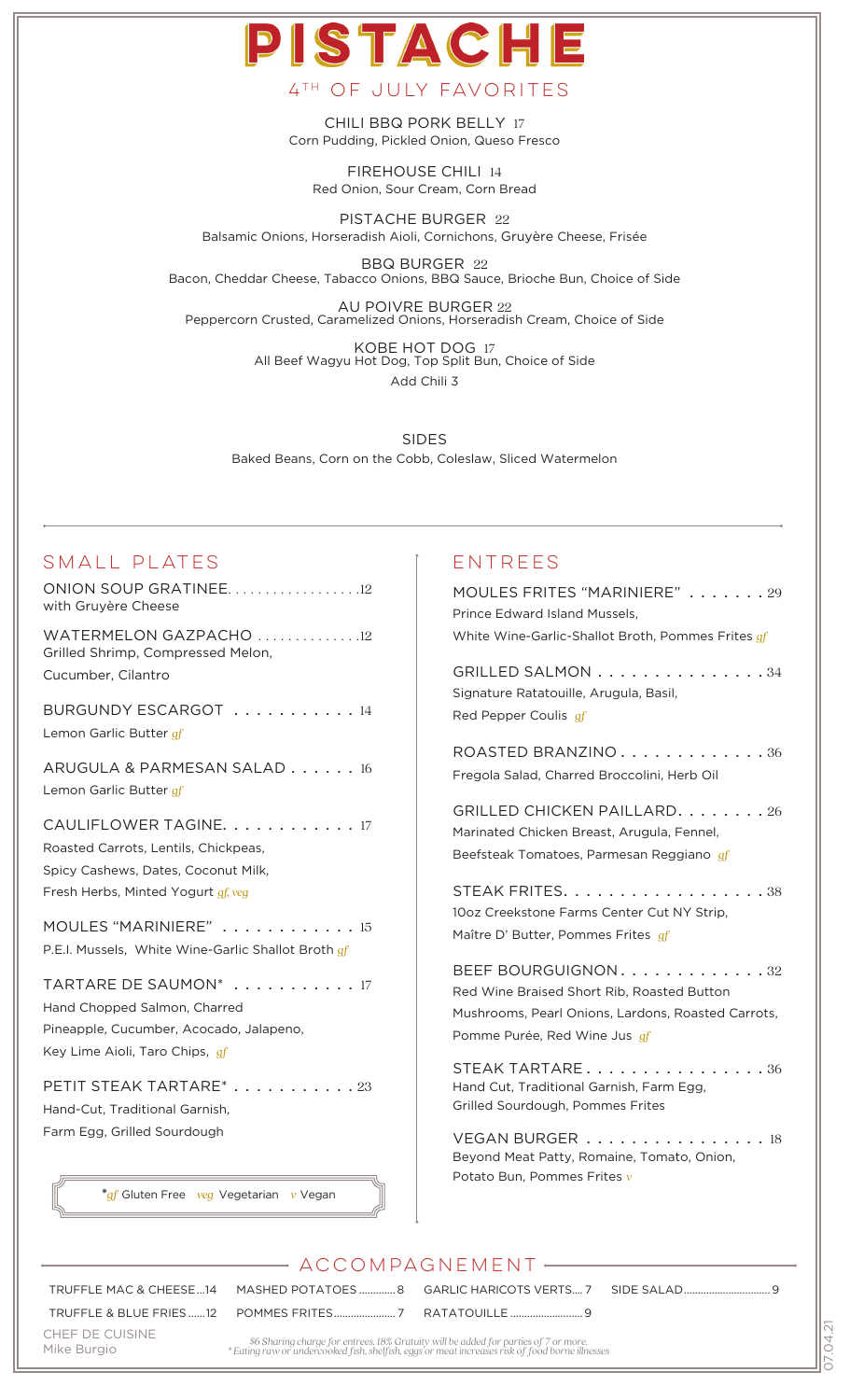# PISTACHE

## 4TH OF JULY FAVORITES

CHILI BBQ PORK BELLY 17
Corn Pudding, Pickled Onion, Queso Fresco

FIREHOUSE CHILI 14
Red Onion, Sour Cream, Corn Bread

PISTACHE BURGER 22
Balsamic Onions, Horseradish Aioli, Cornichons, Gruyère Cheese, Frisée

BBQ BURGER 22
Bacon, Cheddar Cheese, Tabacco Onions, BBQ Sauce, Brioche Bun, Choice of Side

AU POIVRE BURGER 22
Peppercorn Crusted, Caramelized Onions, Horseradish Cream, Choice of Side

KOBE HOT DOG 17
All Beef Wagyu Hot Dog, Top Split Bun, Choice of Side
Add Chili 3

SIDES
Baked Beans, Corn on the Cobb, Coleslaw, Sliced Watermelon

## SMALL PLATES

ONION SOUP GRATINEE.................12
with Gruyère Cheese

WATERMELON GAZPACHO .............12
Grilled Shrimp, Compressed Melon, Cucumber, Cilantro

BURGUNDY ESCARGOT ........... 14
Lemon Garlic Butter *gf*

ARUGULA & PARMESAN SALAD ...... 16
Lemon Garlic Butter *gf*

CAULIFLOWER TAGINE. ........... 17
Roasted Carrots, Lentils, Chickpeas, Spicy Cashews, Dates, Coconut Milk, Fresh Herbs, Minted Yogurt *gf, veg*

MOULES "MARINIERE" ............ 15
P.E.I. Mussels, White Wine-Garlic Shallot Broth *gf*

TARTARE DE SAUMON* ........... 17
Hand Chopped Salmon, Charred Pineapple, Cucumber, Acocado, Jalapeno, Key Lime Aioli, Taro Chips, *gf*

PETIT STEAK TARTARE* ........... 23
Hand-Cut, Traditional Garnish, Farm Egg, Grilled Sourdough

**gf* Gluten Free *veg* Vegetarian *v* Vegan

## ENTREES

MOULES FRITES "MARINIERE" ....... 29
Prince Edward Island Mussels, White Wine-Garlic-Shallot Broth, Pommes Frites *gf*

GRILLED SALMON ............... 34
Signature Ratatouille, Arugula, Basil, Red Pepper Coulis *gf*

ROASTED BRANZINO............. 36
Fregola Salad, Charred Broccolini, Herb Oil

GRILLED CHICKEN PAILLARD......... 26
Marinated Chicken Breast, Arugula, Fennel, Beefsteak Tomatoes, Parmesan Reggiano *gf*

STEAK FRITES.................. 38
10oz Creekstone Farms Center Cut NY Strip, Maître D' Butter, Pommes Frites *gf*

BEEF BOURGUIGNON............. 32
Red Wine Braised Short Rib, Roasted Button Mushrooms, Pearl Onions, Lardons, Roasted Carrots, Pomme Purée, Red Wine Jus *gf*

STEAK TARTARE................ 36
Hand Cut, Traditional Garnish, Farm Egg, Grilled Sourdough, Pommes Frites

VEGAN BURGER ................ 18
Beyond Meat Patty, Romaine, Tomato, Onion, Potato Bun, Pommes Frites *v*

## ACCOMPAGNEMENT

TRUFFLE MAC & CHEESE...14 | MASHED POTATOES.............8 | GARLIC HARICOTS VERTS....7 | SIDE SALAD.............9

TRUFFLE & BLUE FRIES......12 | POMMES FRITES.............7 | RATATOUILLE.............9

CHEF DE CUISINE
Mike Burgio

*$6 Sharing charge for entrees. 18% Gratuity will be added for parties of 7 or more.*
*\* Eating raw or undercooked fish, shellfish, eggs or meat increases risk of food borne illnesses*

07.04.21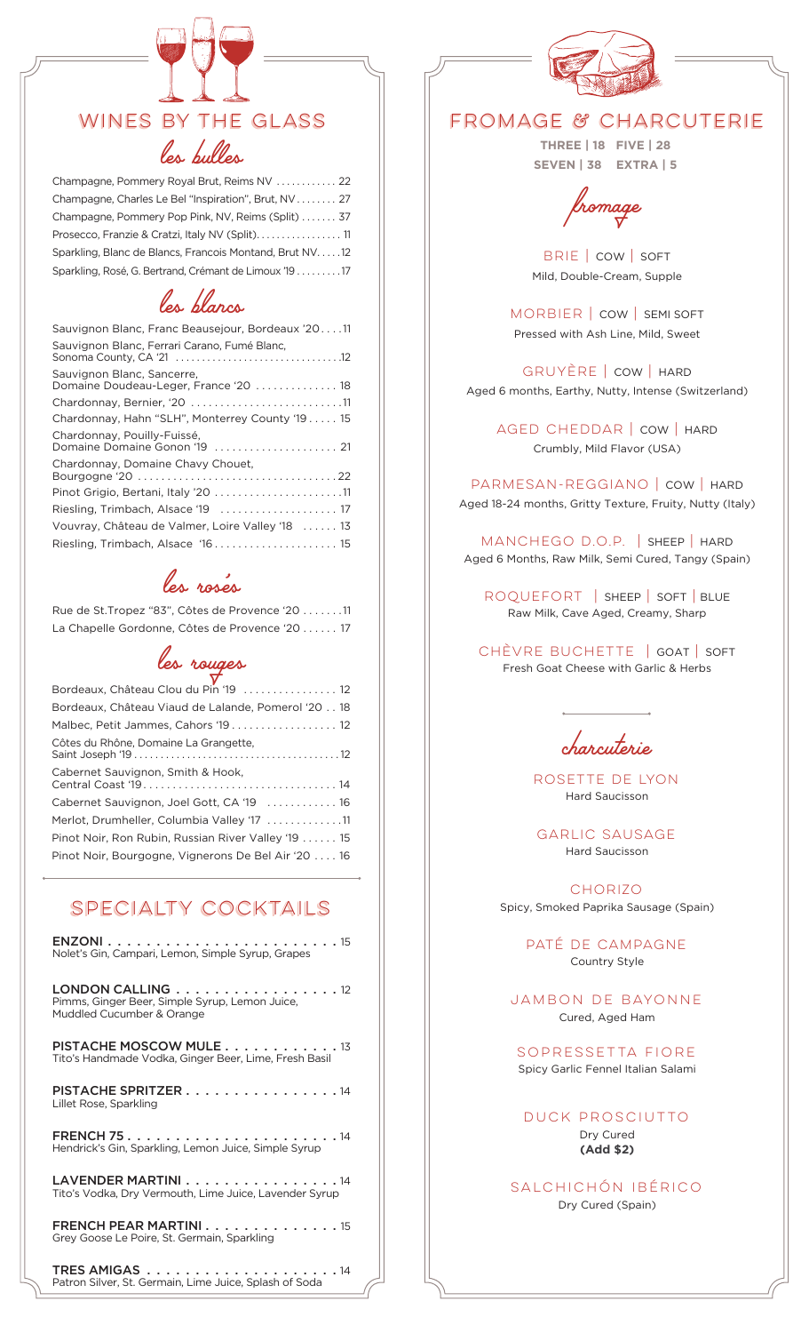# WINES BY THE GLASS

## les bulles

Champagne, Pommery Royal Brut, Reims NV ............ 22
Champagne, Charles Le Bel "Inspiration", Brut, NV........ 27
Champagne, Pommery Pop Pink, NV, Reims (Split) ....... 37
Prosecco, Franzie & Cratzi, Italy NV (Split)................. 11
Sparkling, Blanc de Blancs, Francois Montand, Brut NV.....12
Sparkling, Rosé, G. Bertrand, Crémant de Limoux '19.........17

## les blancs

Sauvignon Blanc, Franc Beausejour, Bordeaux '20....11
Sauvignon Blanc, Ferrari Carano, Fumé Blanc, Sonoma County, CA '21 ...............................12
Sauvignon Blanc, Sancerre, Domaine Doudeau-Leger, France '20 .............. 18
Chardonnay, Bernier, '20 ..........................11
Chardonnay, Hahn "SLH", Monterrey County '19..... 15
Chardonnay, Pouilly-Fuissé, Domaine Domaine Gonon '19 ..................... 21
Chardonnay, Domaine Chavy Chouet, Bourgogne '20 ..................................22
Pinot Grigio, Bertani, Italy '20 ......................11
Riesling, Trimbach, Alsace '19 .................... 17
Vouvray, Château de Valmer, Loire Valley '18 ...... 13
Riesling, Trimbach, Alsace '16..................... 15

## les rosés

Rue de St.Tropez "83", Côtes de Provence '20 .......11
La Chapelle Gordonne, Côtes de Provence '20 ...... 17

## les rouges

Bordeaux, Château Clou du Pin '19 ................ 12
Bordeaux, Château Viaud de Lalande, Pomerol '20 .. 18
Malbec, Petit Jammes, Cahors '19.................. 12
Côtes du Rhône, Domaine La Grangette, Saint Joseph '19......................................12
Cabernet Sauvignon, Smith & Hook, Central Coast '19................................. 14
Cabernet Sauvignon, Joel Gott, CA '19 ............ 16
Merlot, Drumheller, Columbia Valley '17 .............11
Pinot Noir, Ron Rubin, Russian River Valley '19 ...... 15
Pinot Noir, Bourgogne, Vignerons De Bel Air '20 .... 16

# SPECIALTY COCKTAILS

**ENZONI** . . . . . . . . . . . . . . . . . . . . . . . . 15
Nolet's Gin, Campari, Lemon, Simple Syrup, Grapes

**LONDON CALLING** . . . . . . . . . . . . . . . . . 12
Pimms, Ginger Beer, Simple Syrup, Lemon Juice, Muddled Cucumber & Orange

**PISTACHE MOSCOW MULE** . . . . . . . . . . . . 13
Tito's Handmade Vodka, Ginger Beer, Lime, Fresh Basil

**PISTACHE SPRITZER** . . . . . . . . . . . . . . . . 14
Lillet Rose, Sparkling

**FRENCH 75** . . . . . . . . . . . . . . . . . . . . . . 14
Hendrick's Gin, Sparkling, Lemon Juice, Simple Syrup

**LAVENDER MARTINI** . . . . . . . . . . . . . . . . 14
Tito's Vodka, Dry Vermouth, Lime Juice, Lavender Syrup

**FRENCH PEAR MARTINI** . . . . . . . . . . . . . . 15
Grey Goose Le Poire, St. Germain, Sparkling

**TRES AMIGAS** . . . . . . . . . . . . . . . . . . . . 14
Patron Silver, St. Germain, Lime Juice, Splash of Soda

# FROMAGE & CHARCUTERIE

**THREE | 18 FIVE | 28**
**SEVEN | 38 EXTRA | 5**

## fromage

BRIE | COW | SOFT
Mild, Double-Cream, Supple

MORBIER | COW | SEMI SOFT
Pressed with Ash Line, Mild, Sweet

GRUYÈRE | COW | HARD
Aged 6 months, Earthy, Nutty, Intense (Switzerland)

AGED CHEDDAR | COW | HARD
Crumbly, Mild Flavor (USA)

PARMESAN-REGGIANO | COW | HARD
Aged 18-24 months, Gritty Texture, Fruity, Nutty (Italy)

MANCHEGO D.O.P. | SHEEP | HARD
Aged 6 Months, Raw Milk, Semi Cured, Tangy (Spain)

ROQUEFORT | SHEEP | SOFT | BLUE
Raw Milk, Cave Aged, Creamy, Sharp

CHÈVRE BUCHETTE | GOAT | SOFT
Fresh Goat Cheese with Garlic & Herbs

## charcuterie

ROSETTE DE LYON
Hard Saucisson

GARLIC SAUSAGE
Hard Saucisson

CHORIZO
Spicy, Smoked Paprika Sausage (Spain)

PATÉ DE CAMPAGNE
Country Style

JAMBON DE BAYONNE
Cured, Aged Ham

SOPRESSETTA FIORE
Spicy Garlic Fennel Italian Salami

DUCK PROSCIUTTO
Dry Cured
**(Add $2)**

SALCHICHÓN IBÉRICO
Dry Cured (Spain)